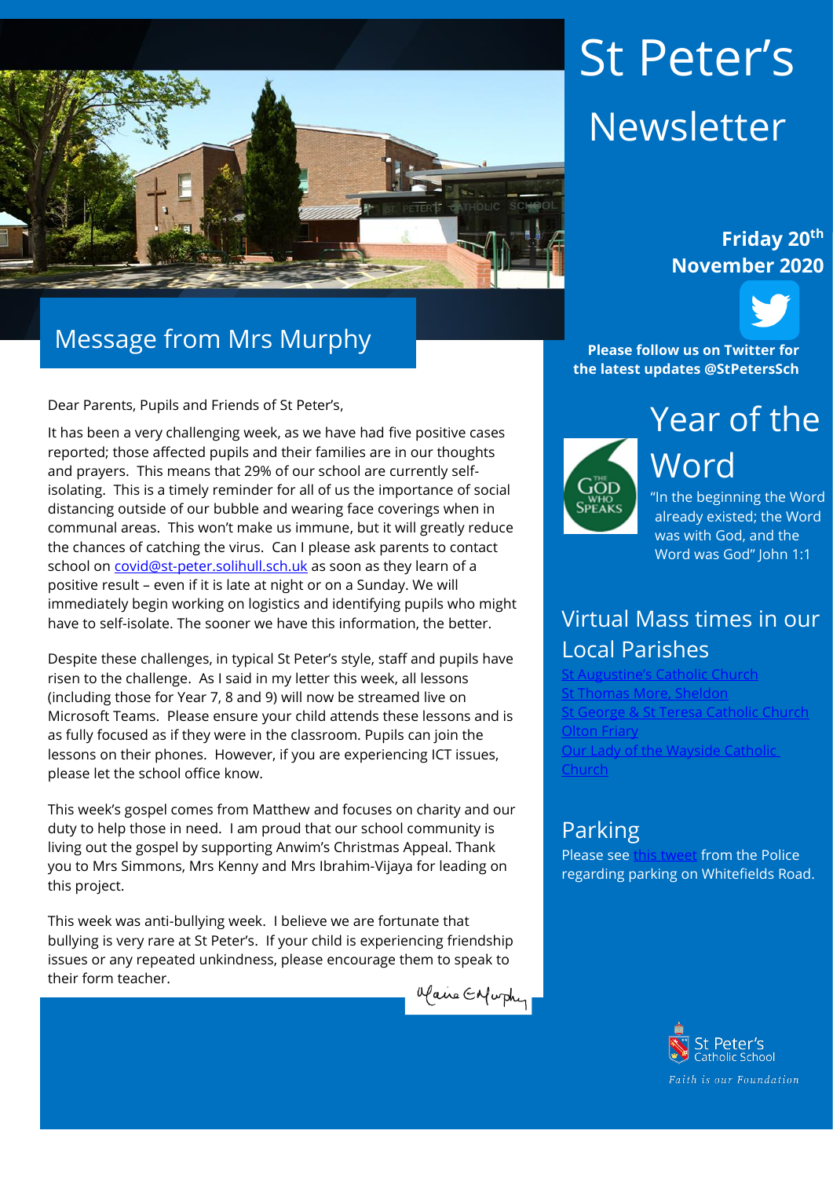# St Peter's Newsletter

**Friday 20th November 2020**

**Please follow us on Twitter for the latest updates @StPetersSch**

## Message from Mrs Murphy

Dear Parents, Pupils and Friends of St Peter's,

It has been a very challenging week, as we have had five positive cases reported; those affected pupils and their families are in our thoughts and prayers. This means that 29% of our school are currently self-isolating. This is a timely reminder for all of us the importance of social distancing outside of our bubble and wearing face coverings when in communal areas. This won't make us immune, but it will greatly reduce the chances of catching the virus. Can I please ask parents to contact school on covid@st-peter.solihull.sch.uk as soon as they learn of a positive result – even if it is late at night or on a Sunday. We will immediately begin working on logistics and identifying pupils who might have to self-isolate. The sooner we have this information, the better.

Despite these challenges, in typical St Peter's style, staff and pupils have risen to the challenge. As I said in my letter this week, all lessons (including those for Year 7, 8 and 9) will now be streamed live on Microsoft Teams. Please ensure your child attends these lessons and is as fully focused as if they were in the classroom. Pupils can join the lessons on their phones. However, if you are experiencing ICT issues, please let the school office know.

This week's gospel comes from Matthew and focuses on charity and our duty to help those in need. I am proud that our school community is living out the gospel by supporting Anwim's Christmas Appeal. Thank you to Mrs Simmons, Mrs Kenny and Mrs Ibrahim-Vijaya for leading on this project.

This week was anti-bullying week. I believe we are fortunate that bullying is very rare at St Peter's. If your child is experiencing friendship issues or any repeated unkindness, please encourage them to speak to their form teacher.

*Maire E Murphy*

## Year of the Word

"In the beginning the Word already existed; the Word was with God, and the Word was God" John 1:1

## Virtual Mass times in our Local Parishes

- St Augustine's Catholic Church
- St Thomas More, Sheldon
- St George & St Teresa Catholic Church
- Olton Friary
- Our Lady of the Wayside Catholic Church

## Parking

Please see this tweet from the Police regarding parking on Whitefields Road.

St Peter's Catholic School

*Faith is our Foundation*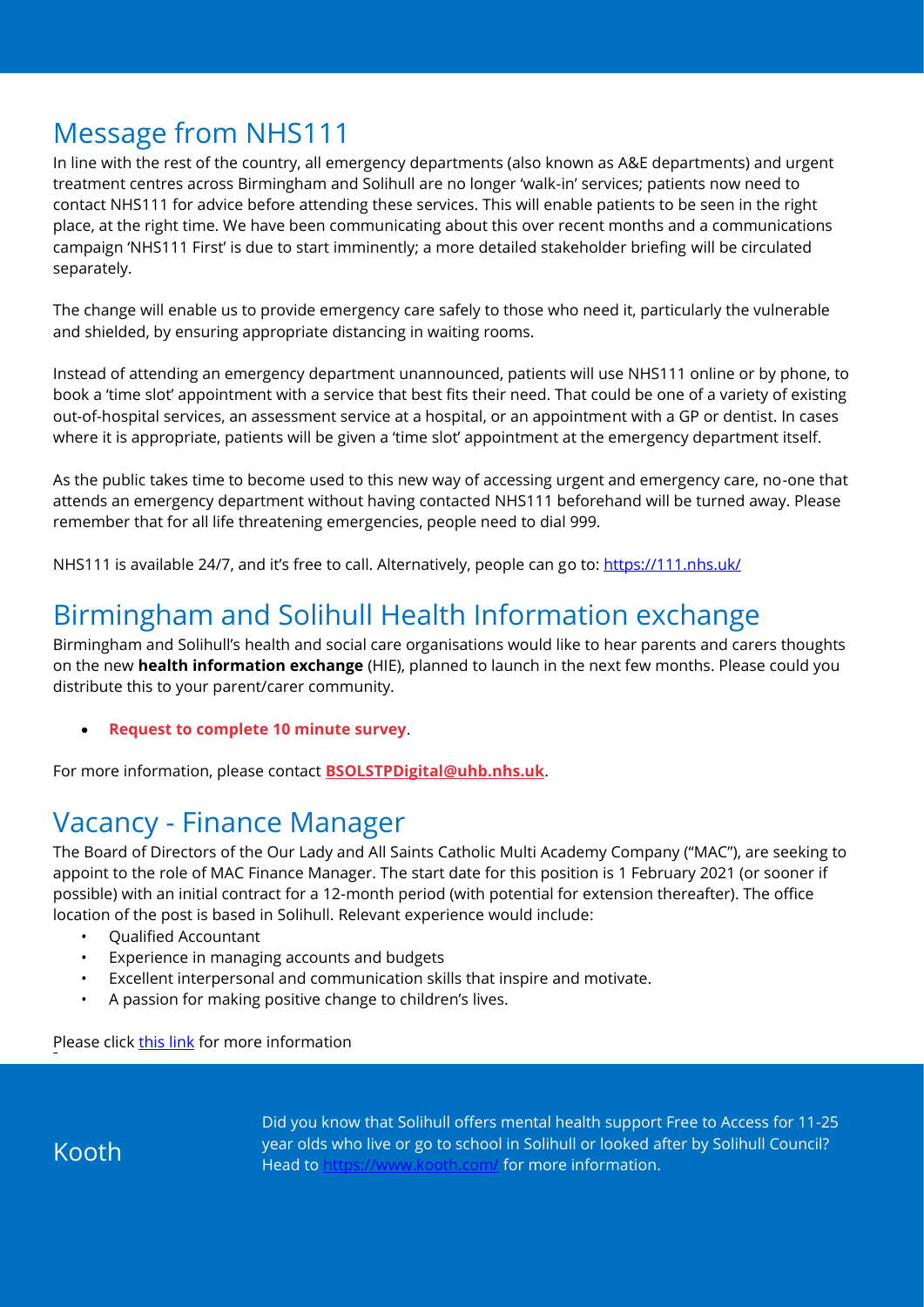## Message from NHS111

In line with the rest of the country, all emergency departments (also known as A&E departments) and urgent treatment centres across Birmingham and Solihull are no longer 'walk-in' services; patients now need to contact NHS111 for advice before attending these services. This will enable patients to be seen in the right place, at the right time. We have been communicating about this over recent months and a communications campaign 'NHS111 First' is due to start imminently; a more detailed stakeholder briefing will be circulated separately.

The change will enable us to provide emergency care safely to those who need it, particularly the vulnerable and shielded, by ensuring appropriate distancing in waiting rooms.

Instead of attending an emergency department unannounced, patients will use NHS111 online or by phone, to book a 'time slot' appointment with a service that best fits their need. That could be one of a variety of existing out-of-hospital services, an assessment service at a hospital, or an appointment with a GP or dentist. In cases where it is appropriate, patients will be given a 'time slot' appointment at the emergency department itself.

As the public takes time to become used to this new way of accessing urgent and emergency care, no-one that attends an emergency department without having contacted NHS111 beforehand will be turned away. Please remember that for all life threatening emergencies, people need to dial 999.

NHS111 is available 24/7, and it's free to call. Alternatively, people can go to: https://111.nhs.uk/

## Birmingham and Solihull Health Information exchange

Birmingham and Solihull's health and social care organisations would like to hear parents and carers thoughts on the new **health information exchange** (HIE), planned to launch in the next few months. Please could you distribute this to your parent/carer community.

- **Request to complete 10 minute survey**.

For more information, please contact **BSOLSTPDigital@uhb.nhs.uk**.

## Vacancy - Finance Manager

The Board of Directors of the Our Lady and All Saints Catholic Multi Academy Company ("MAC"), are seeking to appoint to the role of MAC Finance Manager. The start date for this position is 1 February 2021 (or sooner if possible) with an initial contract for a 12-month period (with potential for extension thereafter). The office location of the post is based in Solihull. Relevant experience would include:

- Qualified Accountant
- Experience in managing accounts and budgets
- Excellent interpersonal and communication skills that inspire and motivate.
- A passion for making positive change to children's lives.

Please click this link for more information

## Kooth

Did you know that Solihull offers mental health support Free to Access for 11-25 year olds who live or go to school in Solihull or looked after by Solihull Council? Head to https://www.kooth.com/ for more information.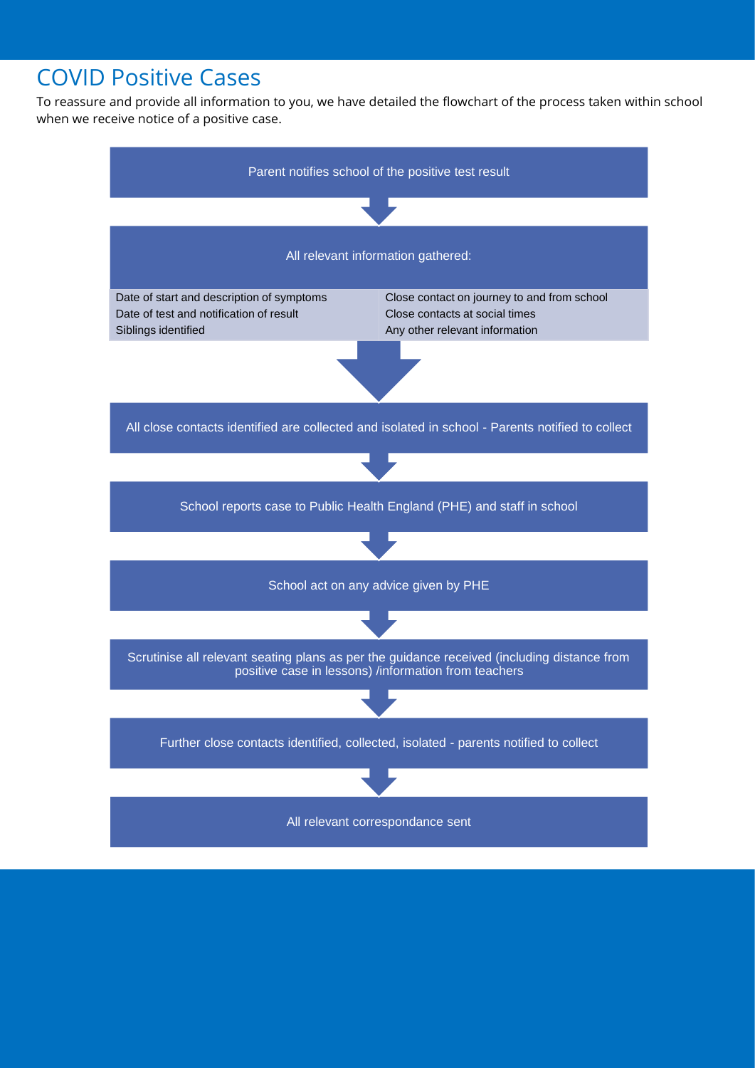## COVID Positive Cases

To reassure and provide all information to you, we have detailed the flowchart of the process taken within school when we receive notice of a positive case.

Parent notifies school of the positive test result

All relevant information gathered:

- Date of start and description of symptoms
- Date of test and notification of result
- Siblings identified
- Close contact on journey to and from school
- Close contacts at social times
- Any other relevant information

All close contacts identified are collected and isolated in school - Parents notified to collect

School reports case to Public Health England (PHE) and staff in school

School act on any advice given by PHE

Scrutinise all relevant seating plans as per the guidance received (including distance from positive case in lessons) /information from teachers

Further close contacts identified, collected, isolated - parents notified to collect

All relevant correspondance sent